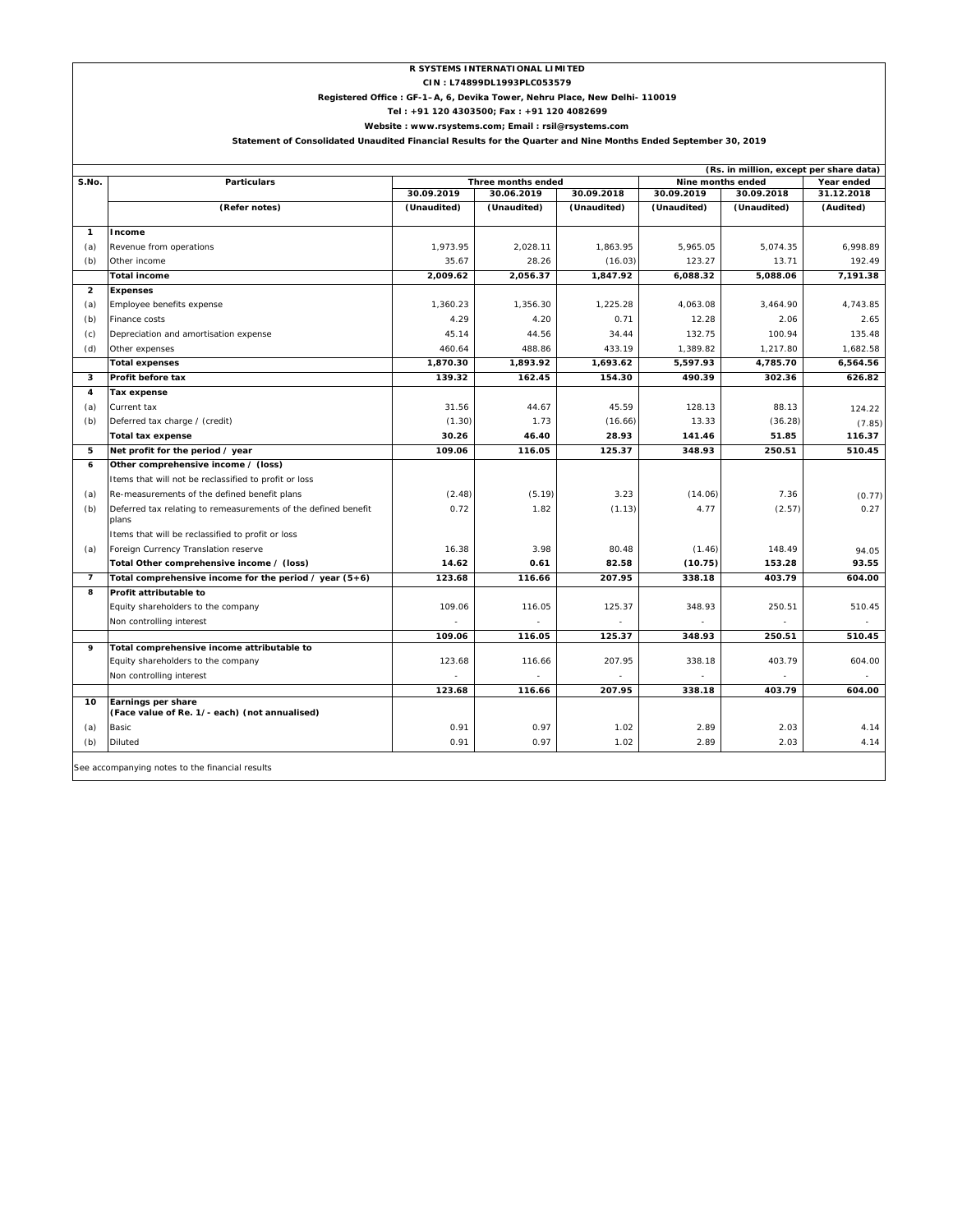**R SYSTEMS INTERNATIONAL LIMITED**

**CIN : L74899DL1993PLC053579**

**Registered Office : GF-1–A, 6, Devika Tower, Nehru Place, New Delhi- 110019**

**Tel : +91 120 4303500; Fax : +91 120 4082699**

**Website : www.rsystems.com; Email : rsil@rsystems.com**

**Statement of Consolidated Unaudited Financial Results for the Quarter and Nine Months Ended September 30, 2019**

**(Rs. in million, except per share data)**

| S.No. | Particulars | Three months ended | | | Nine months ended | | Year ended |
|---|---|---|---|---|---|---|---|
| | | 30.09.2019 | 30.06.2019 | 30.09.2018 | 30.09.2019 | 30.09.2018 | 31.12.2018 |
| | (Refer notes) | (Unaudited) | (Unaudited) | (Unaudited) | (Unaudited) | (Unaudited) | (Audited) |
| **1** | **Income** | | | | | | |
| (a) | Revenue from operations | 1,973.95 | 2,028.11 | 1,863.95 | 5,965.05 | 5,074.35 | 6,998.89 |
| (b) | Other income | 35.67 | 28.26 | (16.03) | 123.27 | 13.71 | 192.49 |
| | **Total income** | **2,009.62** | **2,056.37** | **1,847.92** | **6,088.32** | **5,088.06** | **7,191.38** |
| **2** | **Expenses** | | | | | | |
| (a) | Employee benefits expense | 1,360.23 | 1,356.30 | 1,225.28 | 4,063.08 | 3,464.90 | 4,743.85 |
| (b) | Finance costs | 4.29 | 4.20 | 0.71 | 12.28 | 2.06 | 2.65 |
| (c) | Depreciation and amortisation expense | 45.14 | 44.56 | 34.44 | 132.75 | 100.94 | 135.48 |
| (d) | Other expenses | 460.64 | 488.86 | 433.19 | 1,389.82 | 1,217.80 | 1,682.58 |
| | **Total expenses** | **1,870.30** | **1,893.92** | **1,693.62** | **5,597.93** | **4,785.70** | **6,564.56** |
| **3** | **Profit before tax** | **139.32** | **162.45** | **154.30** | **490.39** | **302.36** | **626.82** |
| **4** | **Tax expense** | | | | | | |
| (a) | Current tax | 31.56 | 44.67 | 45.59 | 128.13 | 88.13 | 124.22 |
| (b) | Deferred tax charge / (credit) | (1.30) | 1.73 | (16.66) | 13.33 | (36.28) | (7.85) |
| | **Total tax expense** | **30.26** | **46.40** | **28.93** | **141.46** | **51.85** | **116.37** |
| **5** | **Net profit for the period / year** | **109.06** | **116.05** | **125.37** | **348.93** | **250.51** | **510.45** |
| **6** | **Other comprehensive income / (loss)** | | | | | | |
| | Items that will not be reclassified to profit or loss | | | | | | |
| (a) | Re-measurements of the defined benefit plans | (2.48) | (5.19) | 3.23 | (14.06) | 7.36 | (0.77) |
| (b) | Deferred tax relating to remeasurements of the defined benefit plans | 0.72 | 1.82 | (1.13) | 4.77 | (2.57) | 0.27 |
| | Items that will be reclassified to profit or loss | | | | | | |
| (a) | Foreign Currency Translation reserve | 16.38 | 3.98 | 80.48 | (1.46) | 148.49 | 94.05 |
| | **Total Other comprehensive income / (loss)** | **14.62** | **0.61** | **82.58** | **(10.75)** | **153.28** | **93.55** |
| **7** | **Total comprehensive income for the period / year (5+6)** | **123.68** | **116.66** | **207.95** | **338.18** | **403.79** | **604.00** |
| **8** | **Profit attributable to** | | | | | | |
| | Equity shareholders to the company | 109.06 | 116.05 | 125.37 | 348.93 | 250.51 | 510.45 |
| | Non controlling interest | - | - | - | - | - | - |
| | | **109.06** | **116.05** | **125.37** | **348.93** | **250.51** | **510.45** |
| **9** | **Total comprehensive income attributable to** | | | | | | |
| | Equity shareholders to the company | 123.68 | 116.66 | 207.95 | 338.18 | 403.79 | 604.00 |
| | Non controlling interest | - | - | - | - | - | - |
| | | **123.68** | **116.66** | **207.95** | **338.18** | **403.79** | **604.00** |
| **10** | **Earnings per share (Face value of Re. 1/- each) (not annualised)** | | | | | | |
| (a) | Basic | 0.91 | 0.97 | 1.02 | 2.89 | 2.03 | 4.14 |
| (b) | Diluted | 0.91 | 0.97 | 1.02 | 2.89 | 2.03 | 4.14 |

See accompanying notes to the financial results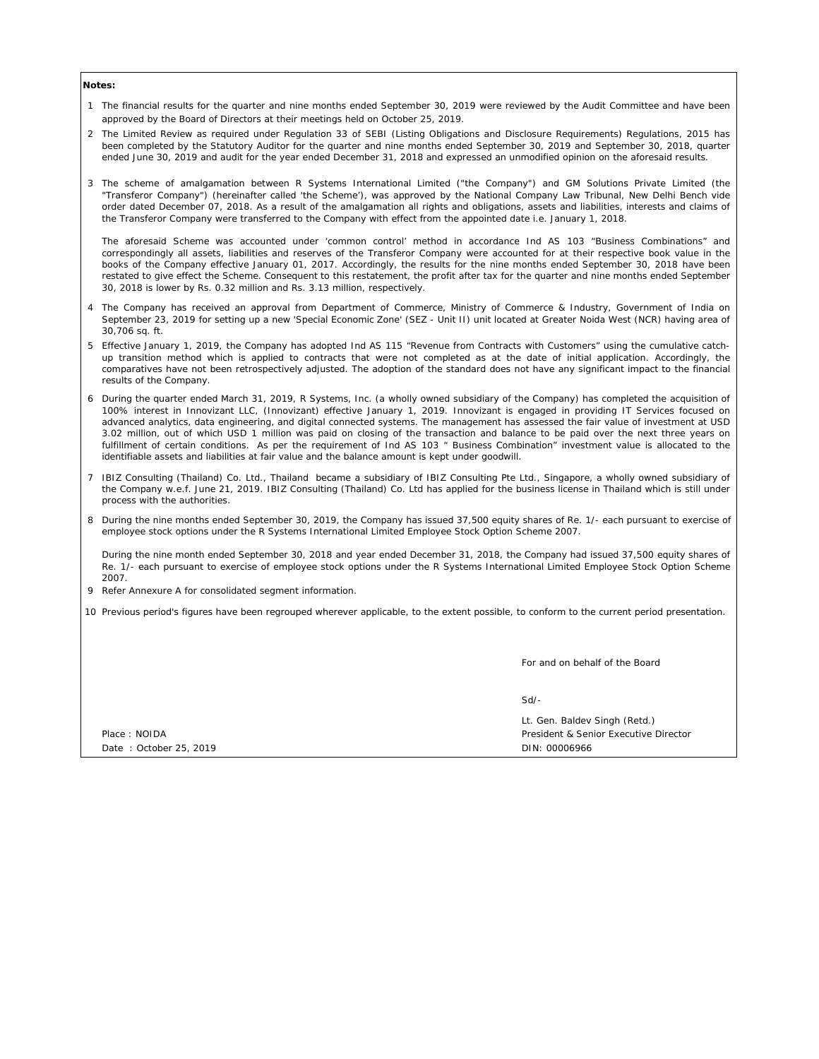**Notes:**

1. The financial results for the quarter and nine months ended September 30, 2019 were reviewed by the Audit Committee and have been approved by the Board of Directors at their meetings held on October 25, 2019.

2. The Limited Review as required under Regulation 33 of SEBI (Listing Obligations and Disclosure Requirements) Regulations, 2015 has been completed by the Statutory Auditor for the quarter and nine months ended September 30, 2019 and September 30, 2018, quarter ended June 30, 2019 and audit for the year ended December 31, 2018 and expressed an unmodified opinion on the aforesaid results.

3. The scheme of amalgamation between R Systems International Limited ("the Company") and GM Solutions Private Limited (the "Transferor Company") (hereinafter called 'the Scheme'), was approved by the National Company Law Tribunal, New Delhi Bench vide order dated December 07, 2018. As a result of the amalgamation all rights and obligations, assets and liabilities, interests and claims of the Transferor Company were transferred to the Company with effect from the appointed date i.e. January 1, 2018.

   The aforesaid Scheme was accounted under 'common control' method in accordance Ind AS 103 "Business Combinations" and correspondingly all assets, liabilities and reserves of the Transferor Company were accounted for at their respective book value in the books of the Company effective January 01, 2017. Accordingly, the results for the nine months ended September 30, 2018 have been restated to give effect the Scheme. Consequent to this restatement, the profit after tax for the quarter and nine months ended September 30, 2018 is lower by Rs. 0.32 million and Rs. 3.13 million, respectively.

4. The Company has received an approval from Department of Commerce, Ministry of Commerce & Industry, Government of India on September 23, 2019 for setting up a new 'Special Economic Zone' (SEZ - Unit II) unit located at Greater Noida West (NCR) having area of 30,706 sq. ft.

5. Effective January 1, 2019, the Company has adopted Ind AS 115 "Revenue from Contracts with Customers" using the cumulative catch-up transition method which is applied to contracts that were not completed as at the date of initial application. Accordingly, the comparatives have not been retrospectively adjusted. The adoption of the standard does not have any significant impact to the financial results of the Company.

6. During the quarter ended March 31, 2019, R Systems, Inc. (a wholly owned subsidiary of the Company) has completed the acquisition of 100% interest in Innovizant LLC, (Innovizant) effective January 1, 2019. Innovizant is engaged in providing IT Services focused on advanced analytics, data engineering, and digital connected systems. The management has assessed the fair value of investment at USD 3.02 million, out of which USD 1 million was paid on closing of the transaction and balance to be paid over the next three years on fulfillment of certain conditions. As per the requirement of Ind AS 103 " Business Combination" investment value is allocated to the identifiable assets and liabilities at fair value and the balance amount is kept under goodwill.

7. IBIZ Consulting (Thailand) Co. Ltd., Thailand became a subsidiary of IBIZ Consulting Pte Ltd., Singapore, a wholly owned subsidiary of the Company w.e.f. June 21, 2019. IBIZ Consulting (Thailand) Co. Ltd has applied for the business license in Thailand which is still under process with the authorities.

8. During the nine months ended September 30, 2019, the Company has issued 37,500 equity shares of Re. 1/- each pursuant to exercise of employee stock options under the R Systems International Limited Employee Stock Option Scheme 2007.

   During the nine month ended September 30, 2018 and year ended December 31, 2018, the Company had issued 37,500 equity shares of Re. 1/- each pursuant to exercise of employee stock options under the R Systems International Limited Employee Stock Option Scheme 2007.

9. Refer Annexure A for consolidated segment information.

10. Previous period's figures have been regrouped wherever applicable, to the extent possible, to conform to the current period presentation.

For and on behalf of the Board

Sd/-

Lt. Gen. Baldev Singh (Retd.)
President & Senior Executive Director
DIN: 00006966

Place : NOIDA
Date : October 25, 2019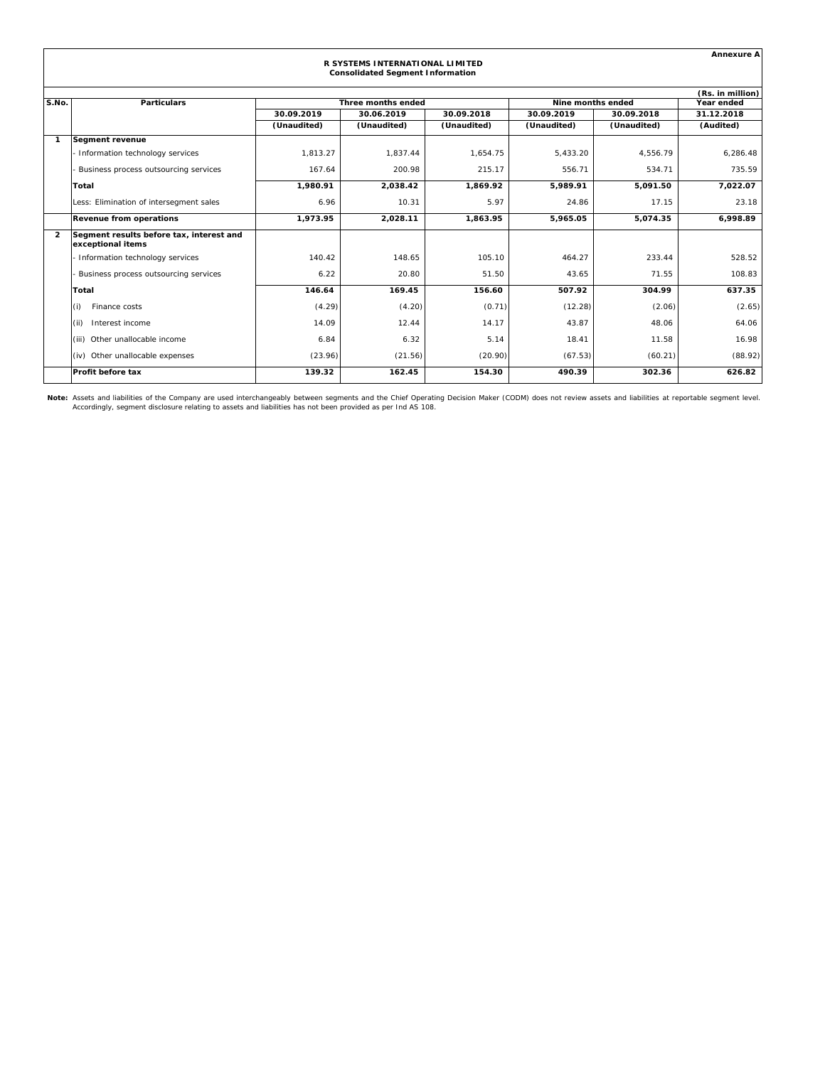Annexure A

# R SYSTEMS INTERNATIONAL LIMITED

## Consolidated Segment Information

(Rs. in million)

| S.No. | Particulars | Three months ended | | | Nine months ended | | Year ended |
|---|---|---|---|---|---|---|---|
| | | 30.09.2019 | 30.06.2019 | 30.09.2018 | 30.09.2019 | 30.09.2018 | 31.12.2018 |
| | | (Unaudited) | (Unaudited) | (Unaudited) | (Unaudited) | (Unaudited) | (Audited) |
| 1 | **Segment revenue** | | | | | | |
| | - Information technology services | 1,813.27 | 1,837.44 | 1,654.75 | 5,433.20 | 4,556.79 | 6,286.48 |
| | - Business process outsourcing services | 167.64 | 200.98 | 215.17 | 556.71 | 534.71 | 735.59 |
| | **Total** | **1,980.91** | **2,038.42** | **1,869.92** | **5,989.91** | **5,091.50** | **7,022.07** |
| | Less: Elimination of intersegment sales | 6.96 | 10.31 | 5.97 | 24.86 | 17.15 | 23.18 |
| | **Revenue from operations** | **1,973.95** | **2,028.11** | **1,863.95** | **5,965.05** | **5,074.35** | **6,998.89** |
| 2 | **Segment results before tax, interest and exceptional items** | | | | | | |
| | - Information technology services | 140.42 | 148.65 | 105.10 | 464.27 | 233.44 | 528.52 |
| | - Business process outsourcing services | 6.22 | 20.80 | 51.50 | 43.65 | 71.55 | 108.83 |
| | **Total** | **146.64** | **169.45** | **156.60** | **507.92** | **304.99** | **637.35** |
| | (i) Finance costs | (4.29) | (4.20) | (0.71) | (12.28) | (2.06) | (2.65) |
| | (ii) Interest income | 14.09 | 12.44 | 14.17 | 43.87 | 48.06 | 64.06 |
| | (iii) Other unallocable income | 6.84 | 6.32 | 5.14 | 18.41 | 11.58 | 16.98 |
| | (iv) Other unallocable expenses | (23.96) | (21.56) | (20.90) | (67.53) | (60.21) | (88.92) |
| | **Profit before tax** | **139.32** | **162.45** | **154.30** | **490.39** | **302.36** | **626.82** |

**Note:** Assets and liabilities of the Company are used interchangeably between segments and the Chief Operating Decision Maker (CODM) does not review assets and liabilities at reportable segment level. Accordingly, segment disclosure relating to assets and liabilities has not been provided as per Ind AS 108.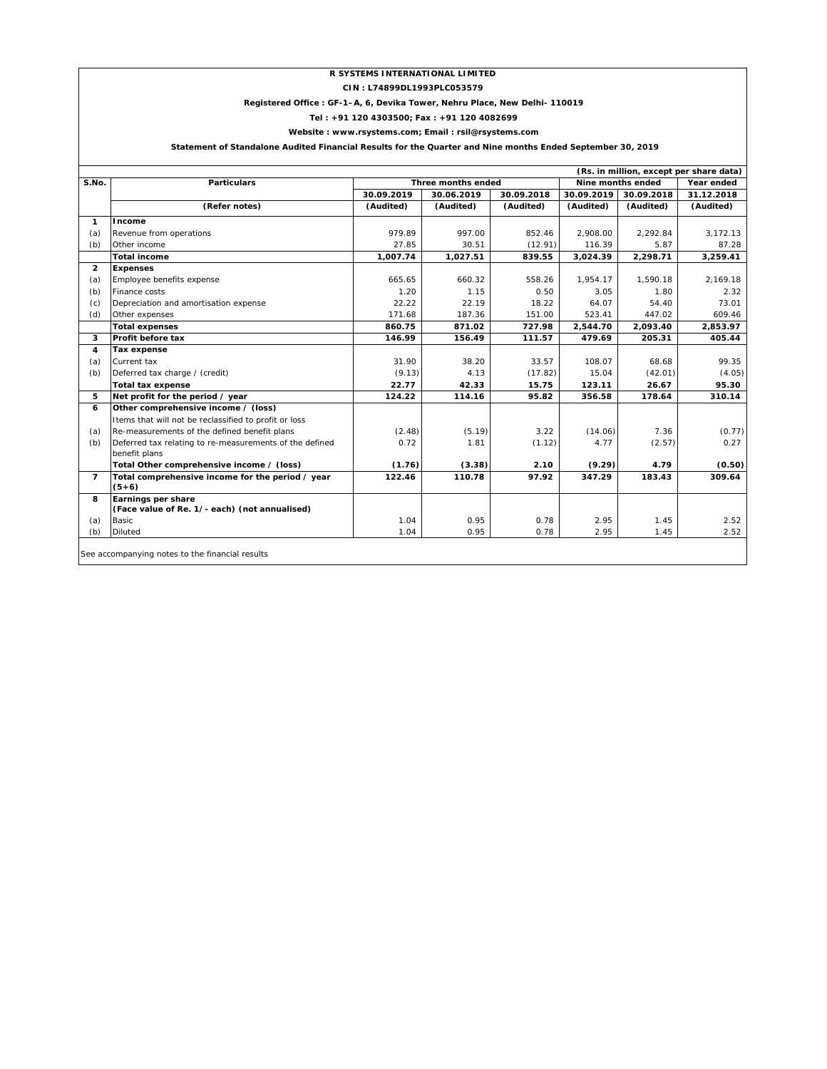**R SYSTEMS INTERNATIONAL LIMITED**

**CIN : L74899DL1993PLC053579**

**Registered Office : GF-1-A, 6, Devika Tower, Nehru Place, New Delhi- 110019**

**Tel : +91 120 4303500; Fax : +91 120 4082699**

**Website : www.rsystems.com; Email : rsil@rsystems.com**

**Statement of Standalone Audited Financial Results for the Quarter and Nine months Ended September 30, 2019**

(Rs. in million, except per share data)

| S.No. | Particulars | Three months ended | | | Nine months ended | | Year ended |
|---|---|---|---|---|---|---|---|
| | | 30.09.2019 | 30.06.2019 | 30.09.2018 | 30.09.2019 | 30.09.2018 | 31.12.2018 |
| | (Refer notes) | (Audited) | (Audited) | (Audited) | (Audited) | (Audited) | (Audited) |
| **1** | **Income** | | | | | | |
| (a) | Revenue from operations | 979.89 | 997.00 | 852.46 | 2,908.00 | 2,292.84 | 3,172.13 |
| (b) | Other income | 27.85 | 30.51 | (12.91) | 116.39 | 5.87 | 87.28 |
| | **Total income** | **1,007.74** | **1,027.51** | **839.55** | **3,024.39** | **2,298.71** | **3,259.41** |
| **2** | **Expenses** | | | | | | |
| (a) | Employee benefits expense | 665.65 | 660.32 | 558.26 | 1,954.17 | 1,590.18 | 2,169.18 |
| (b) | Finance costs | 1.20 | 1.15 | 0.50 | 3.05 | 1.80 | 2.32 |
| (c) | Depreciation and amortisation expense | 22.22 | 22.19 | 18.22 | 64.07 | 54.40 | 73.01 |
| (d) | Other expenses | 171.68 | 187.36 | 151.00 | 523.41 | 447.02 | 609.46 |
| | **Total expenses** | **860.75** | **871.02** | **727.98** | **2,544.70** | **2,093.40** | **2,853.97** |
| **3** | **Profit before tax** | **146.99** | **156.49** | **111.57** | **479.69** | **205.31** | **405.44** |
| **4** | **Tax expense** | | | | | | |
| (a) | Current tax | 31.90 | 38.20 | 33.57 | 108.07 | 68.68 | 99.35 |
| (b) | Deferred tax charge / (credit) | (9.13) | 4.13 | (17.82) | 15.04 | (42.01) | (4.05) |
| | **Total tax expense** | **22.77** | **42.33** | **15.75** | **123.11** | **26.67** | **95.30** |
| **5** | **Net profit for the period / year** | **124.22** | **114.16** | **95.82** | **356.58** | **178.64** | **310.14** |
| **6** | **Other comprehensive income / (loss)** | | | | | | |
| | Items that will not be reclassified to profit or loss | | | | | | |
| (a) | Re-measurements of the defined benefit plans | (2.48) | (5.19) | 3.22 | (14.06) | 7.36 | (0.77) |
| (b) | Deferred tax relating to re-measurements of the defined benefit plans | 0.72 | 1.81 | (1.12) | 4.77 | (2.57) | 0.27 |
| | **Total Other comprehensive income / (loss)** | **(1.76)** | **(3.38)** | **2.10** | **(9.29)** | **4.79** | **(0.50)** |
| **7** | **Total comprehensive income for the period / year (5+6)** | **122.46** | **110.78** | **97.92** | **347.29** | **183.43** | **309.64** |
| **8** | **Earnings per share (Face value of Re. 1/- each) (not annualised)** | | | | | | |
| (a) | Basic | 1.04 | 0.95 | 0.78 | 2.95 | 1.45 | 2.52 |
| (b) | Diluted | 1.04 | 0.95 | 0.78 | 2.95 | 1.45 | 2.52 |

See accompanying notes to the financial results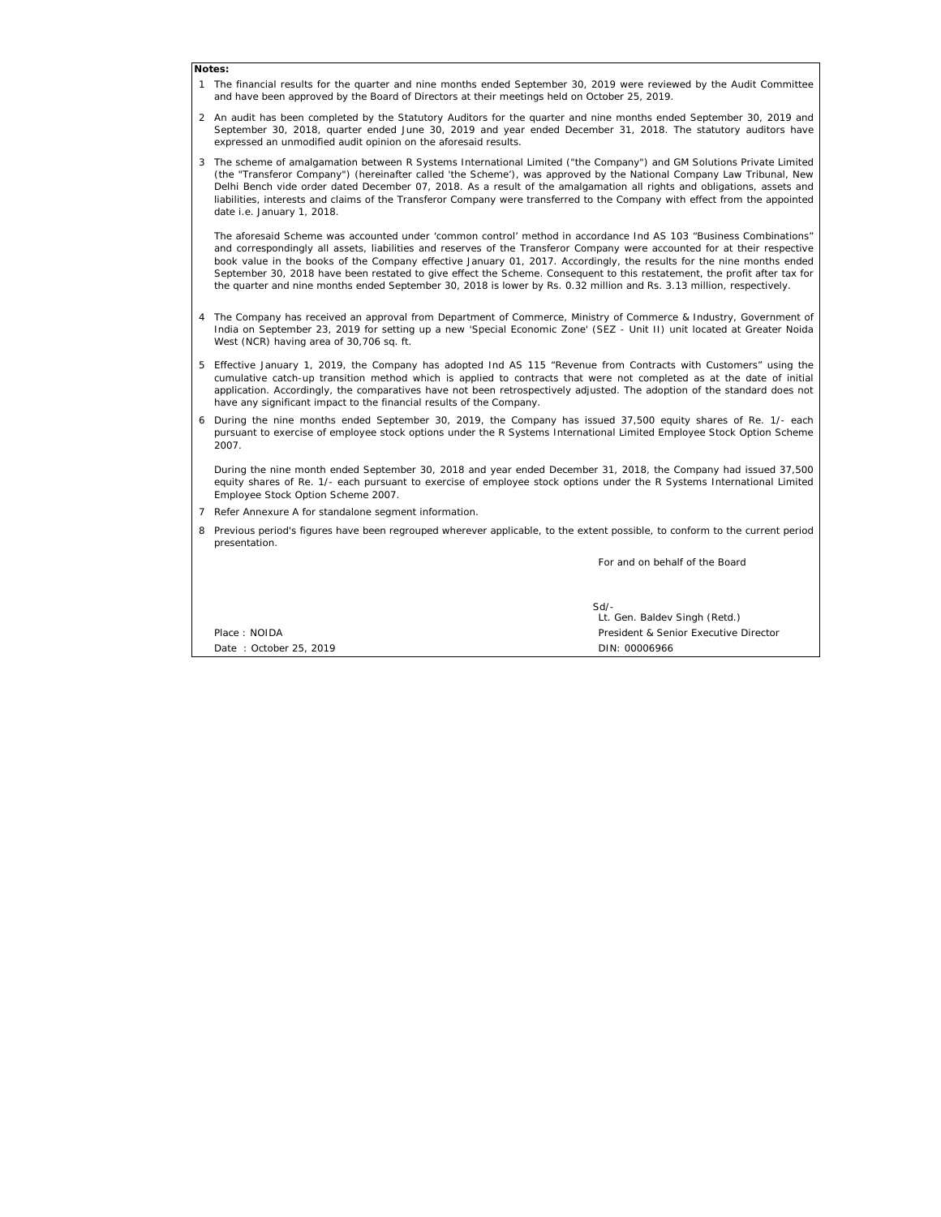**Notes:**

1. The financial results for the quarter and nine months ended September 30, 2019 were reviewed by the Audit Committee and have been approved by the Board of Directors at their meetings held on October 25, 2019.

2. An audit has been completed by the Statutory Auditors for the quarter and nine months ended September 30, 2019 and September 30, 2018, quarter ended June 30, 2019 and year ended December 31, 2018. The statutory auditors have expressed an unmodified audit opinion on the aforesaid results.

3. The scheme of amalgamation between R Systems International Limited ("the Company") and GM Solutions Private Limited (the "Transferor Company") (hereinafter called 'the Scheme'), was approved by the National Company Law Tribunal, New Delhi Bench vide order dated December 07, 2018. As a result of the amalgamation all rights and obligations, assets and liabilities, interests and claims of the Transferor Company were transferred to the Company with effect from the appointed date i.e. January 1, 2018.

   The aforesaid Scheme was accounted under 'common control' method in accordance Ind AS 103 "Business Combinations" and correspondingly all assets, liabilities and reserves of the Transferor Company were accounted for at their respective book value in the books of the Company effective January 01, 2017. Accordingly, the results for the nine months ended September 30, 2018 have been restated to give effect the Scheme. Consequent to this restatement, the profit after tax for the quarter and nine months ended September 30, 2018 is lower by Rs. 0.32 million and Rs. 3.13 million, respectively.

4. The Company has received an approval from Department of Commerce, Ministry of Commerce & Industry, Government of India on September 23, 2019 for setting up a new 'Special Economic Zone' (SEZ - Unit II) unit located at Greater Noida West (NCR) having area of 30,706 sq. ft.

5. Effective January 1, 2019, the Company has adopted Ind AS 115 "Revenue from Contracts with Customers" using the cumulative catch-up transition method which is applied to contracts that were not completed as at the date of initial application. Accordingly, the comparatives have not been retrospectively adjusted. The adoption of the standard does not have any significant impact to the financial results of the Company.

6. During the nine months ended September 30, 2019, the Company has issued 37,500 equity shares of Re. 1/- each pursuant to exercise of employee stock options under the R Systems International Limited Employee Stock Option Scheme 2007.

   During the nine month ended September 30, 2018 and year ended December 31, 2018, the Company had issued 37,500 equity shares of Re. 1/- each pursuant to exercise of employee stock options under the R Systems International Limited Employee Stock Option Scheme 2007.

7. Refer Annexure A for standalone segment information.

8. Previous period's figures have been regrouped wherever applicable, to the extent possible, to conform to the current period presentation.

For and on behalf of the Board

Sd/-
Lt. Gen. Baldev Singh (Retd.)
President & Senior Executive Director
DIN: 00006966

Place : NOIDA
Date : October 25, 2019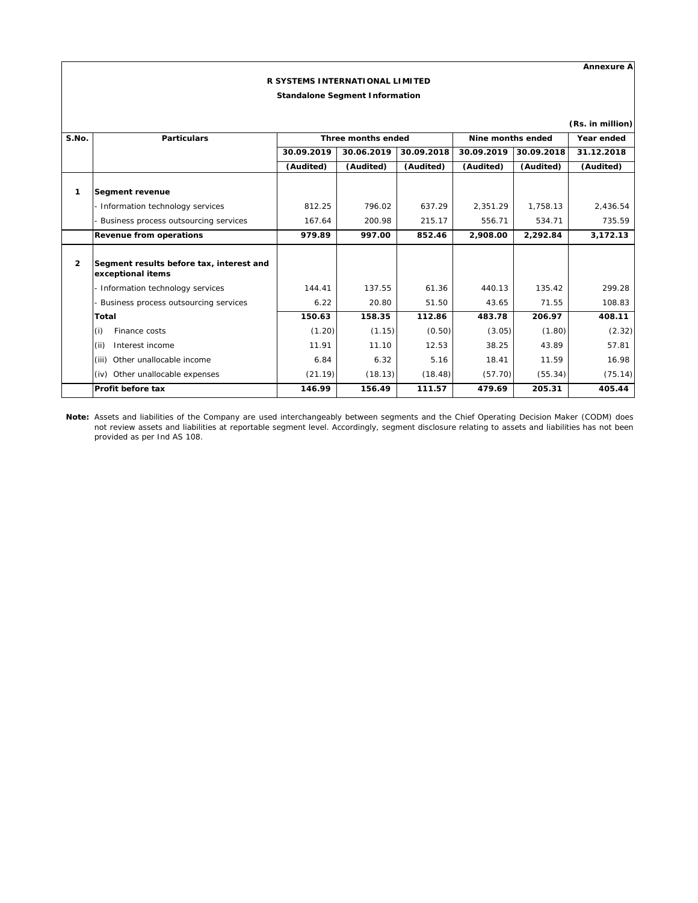Annexure A

**R SYSTEMS INTERNATIONAL LIMITED**

**Standalone Segment Information**

(Rs. in million)

| S.No. | Particulars | Three months ended | | | Nine months ended | | Year ended |
|---|---|---|---|---|---|---|---|
| | | 30.09.2019 | 30.06.2019 | 30.09.2018 | 30.09.2019 | 30.09.2018 | 31.12.2018 |
| | | (Audited) | (Audited) | (Audited) | (Audited) | (Audited) | (Audited) |
| 1 | **Segment revenue** | | | | | | |
| | - Information technology services | 812.25 | 796.02 | 637.29 | 2,351.29 | 1,758.13 | 2,436.54 |
| | - Business process outsourcing services | 167.64 | 200.98 | 215.17 | 556.71 | 534.71 | 735.59 |
| | **Revenue from operations** | **979.89** | **997.00** | **852.46** | **2,908.00** | **2,292.84** | **3,172.13** |
| 2 | **Segment results before tax, interest and exceptional items** | | | | | | |
| | - Information technology services | 144.41 | 137.55 | 61.36 | 440.13 | 135.42 | 299.28 |
| | - Business process outsourcing services | 6.22 | 20.80 | 51.50 | 43.65 | 71.55 | 108.83 |
| | **Total** | **150.63** | **158.35** | **112.86** | **483.78** | **206.97** | **408.11** |
| | (i) Finance costs | (1.20) | (1.15) | (0.50) | (3.05) | (1.80) | (2.32) |
| | (ii) Interest income | 11.91 | 11.10 | 12.53 | 38.25 | 43.89 | 57.81 |
| | (iii) Other unallocable income | 6.84 | 6.32 | 5.16 | 18.41 | 11.59 | 16.98 |
| | (iv) Other unallocable expenses | (21.19) | (18.13) | (18.48) | (57.70) | (55.34) | (75.14) |
| | **Profit before tax** | **146.99** | **156.49** | **111.57** | **479.69** | **205.31** | **405.44** |

**Note:** Assets and liabilities of the Company are used interchangeably between segments and the Chief Operating Decision Maker (CODM) does not review assets and liabilities at reportable segment level. Accordingly, segment disclosure relating to assets and liabilities has not been provided as per Ind AS 108.